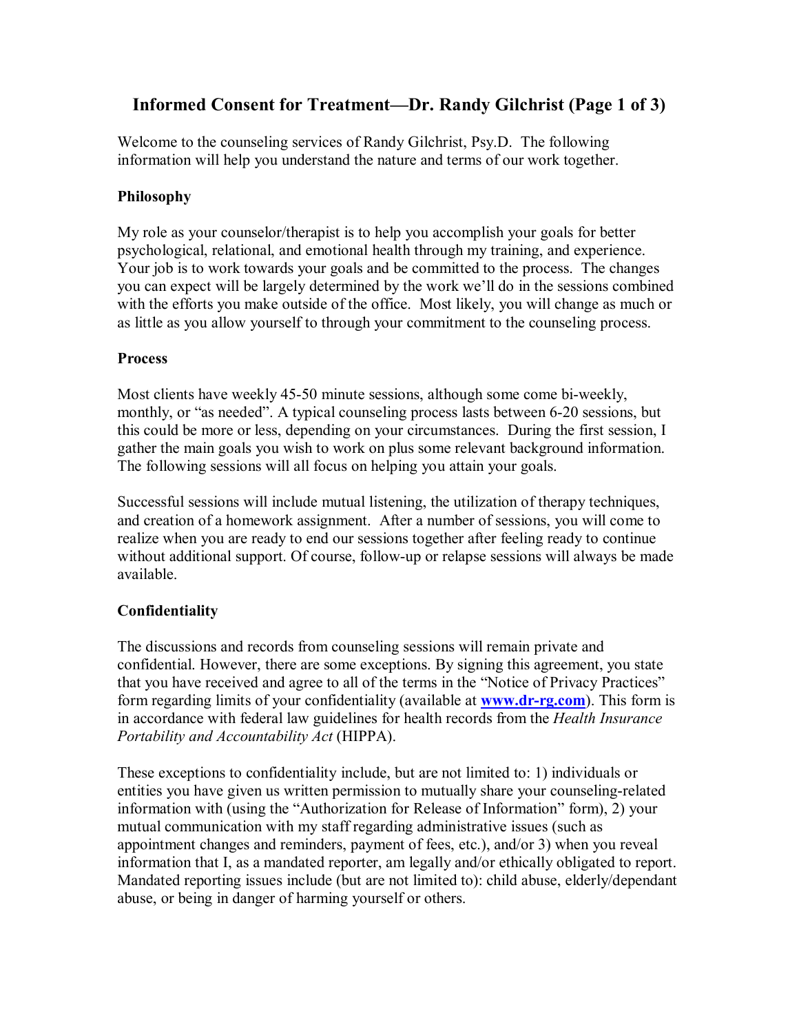# Informed Consent for Treatment—Dr. Randy Gilchrist (Page 1 of 3)

Welcome to the counseling services of Randy Gilchrist, Psy.D. The following information will help you understand the nature and terms of our work together.

**Philosophy**

My role as your counselor/therapist is to help you accomplish your goals for better psychological, relational, and emotional health through my training, and experience. Your job is to work towards your goals and be committed to the process. The changes you can expect will be largely determined by the work we'll do in the sessions combined with the efforts you make outside of the office. Most likely, you will change as much or as little as you allow yourself to through your commitment to the counseling process.

**Process**

Most clients have weekly 45-50 minute sessions, although some come bi-weekly, monthly, or "as needed". A typical counseling process lasts between 6-20 sessions, but this could be more or less, depending on your circumstances. During the first session, I gather the main goals you wish to work on plus some relevant background information. The following sessions will all focus on helping you attain your goals.

Successful sessions will include mutual listening, the utilization of therapy techniques, and creation of a homework assignment. After a number of sessions, you will come to realize when you are ready to end our sessions together after feeling ready to continue without additional support. Of course, follow-up or relapse sessions will always be made available.

**Confidentiality**

The discussions and records from counseling sessions will remain private and confidential. However, there are some exceptions. By signing this agreement, you state that you have received and agree to all of the terms in the "Notice of Privacy Practices" form regarding limits of your confidentiality (available at [www.dr-rg.com](http://www.dr-rg.com)). This form is in accordance with federal law guidelines for health records from the *Health Insurance Portability and Accountability Act* (HIPPA).

These exceptions to confidentiality include, but are not limited to: 1) individuals or entities you have given us written permission to mutually share your counseling-related information with (using the "Authorization for Release of Information" form), 2) your mutual communication with my staff regarding administrative issues (such as appointment changes and reminders, payment of fees, etc.), and/or 3) when you reveal information that I, as a mandated reporter, am legally and/or ethically obligated to report. Mandated reporting issues include (but are not limited to): child abuse, elderly/dependant abuse, or being in danger of harming yourself or others.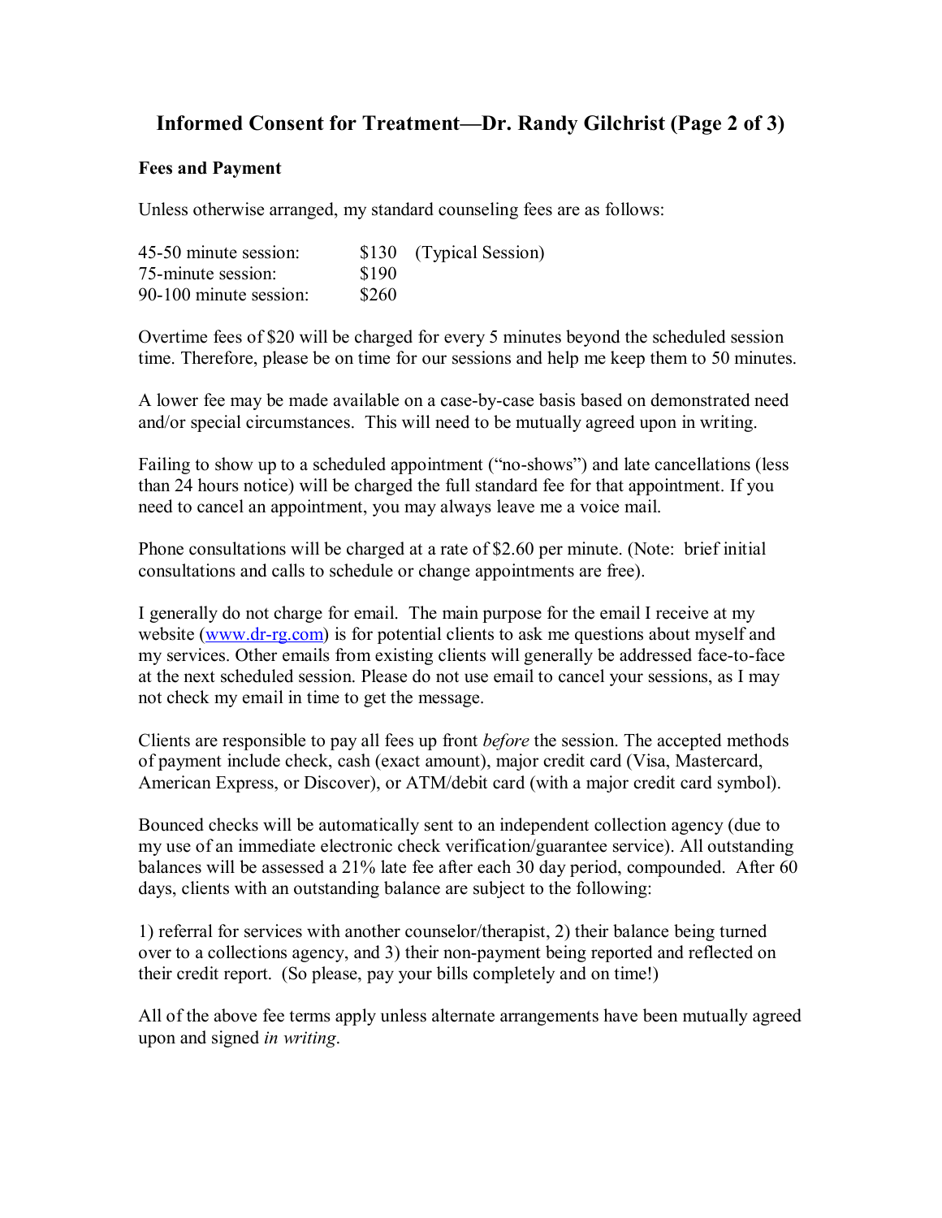# Informed Consent for Treatment—Dr. Randy Gilchrist (Page 2 of 3)

**Fees and Payment**

Unless otherwise arranged, my standard counseling fees are as follows:

| | | |
|---|---|---|
| 45-50 minute session: | $130 | (Typical Session) |
| 75-minute session: | $190 | |
| 90-100 minute session: | $260 | |

Overtime fees of $20 will be charged for every 5 minutes beyond the scheduled session time. Therefore, please be on time for our sessions and help me keep them to 50 minutes.

A lower fee may be made available on a case-by-case basis based on demonstrated need and/or special circumstances. This will need to be mutually agreed upon in writing.

Failing to show up to a scheduled appointment ("no-shows") and late cancellations (less than 24 hours notice) will be charged the full standard fee for that appointment. If you need to cancel an appointment, you may always leave me a voice mail.

Phone consultations will be charged at a rate of $2.60 per minute. (Note: brief initial consultations and calls to schedule or change appointments are free).

I generally do not charge for email. The main purpose for the email I receive at my website ([www.dr-rg.com](http://www.dr-rg.com)) is for potential clients to ask me questions about myself and my services. Other emails from existing clients will generally be addressed face-to-face at the next scheduled session. Please do not use email to cancel your sessions, as I may not check my email in time to get the message.

Clients are responsible to pay all fees up front *before* the session. The accepted methods of payment include check, cash (exact amount), major credit card (Visa, Mastercard, American Express, or Discover), or ATM/debit card (with a major credit card symbol).

Bounced checks will be automatically sent to an independent collection agency (due to my use of an immediate electronic check verification/guarantee service). All outstanding balances will be assessed a 21% late fee after each 30 day period, compounded. After 60 days, clients with an outstanding balance are subject to the following:

1) referral for services with another counselor/therapist, 2) their balance being turned over to a collections agency, and 3) their non-payment being reported and reflected on their credit report. (So please, pay your bills completely and on time!)

All of the above fee terms apply unless alternate arrangements have been mutually agreed upon and signed *in writing*.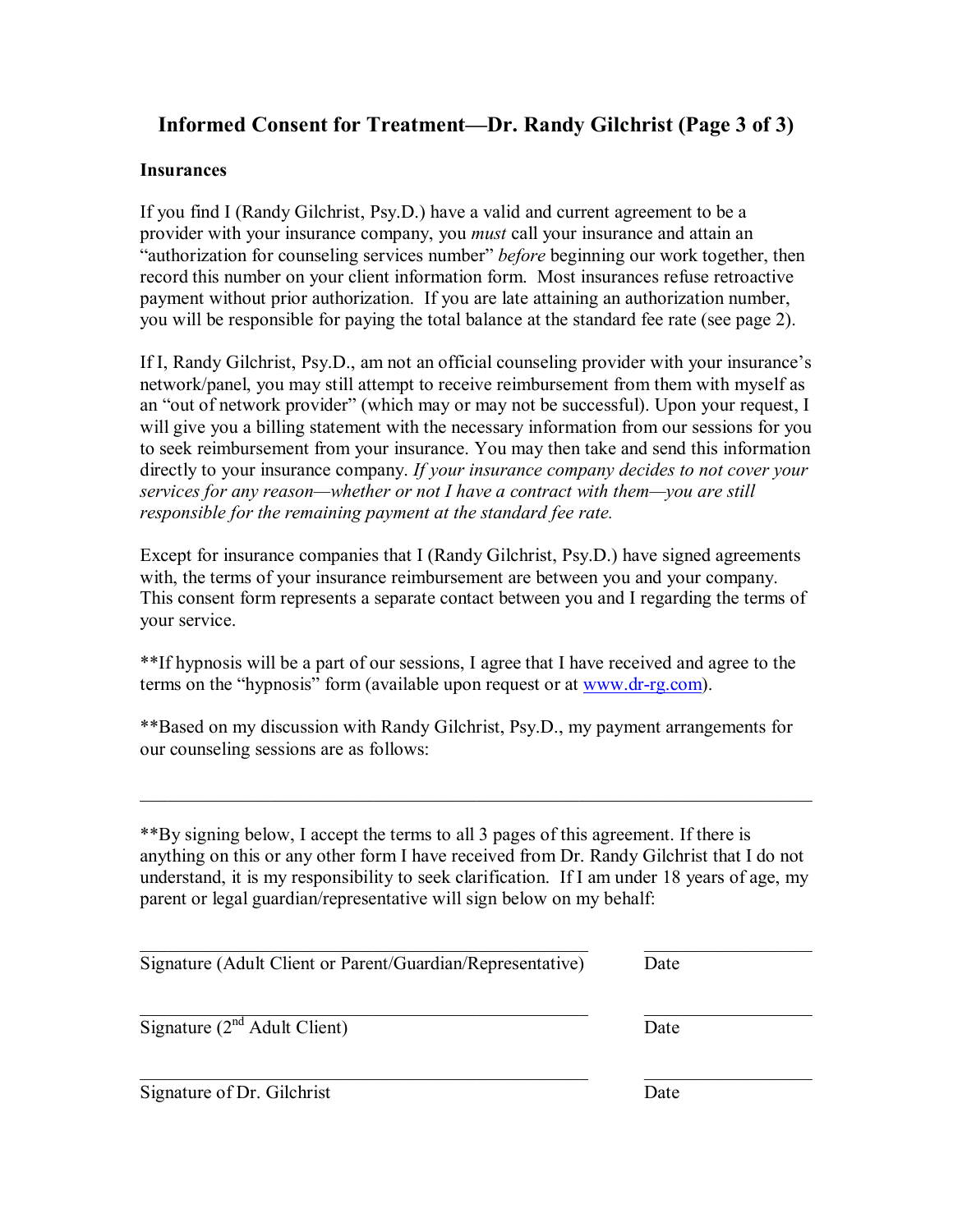# Informed Consent for Treatment—Dr. Randy Gilchrist (Page 3 of 3)

**Insurances**

If you find I (Randy Gilchrist, Psy.D.) have a valid and current agreement to be a provider with your insurance company, you *must* call your insurance and attain an "authorization for counseling services number" *before* beginning our work together, then record this number on your client information form. Most insurances refuse retroactive payment without prior authorization. If you are late attaining an authorization number, you will be responsible for paying the total balance at the standard fee rate (see page 2).

If I, Randy Gilchrist, Psy.D., am not an official counseling provider with your insurance's network/panel, you may still attempt to receive reimbursement from them with myself as an "out of network provider" (which may or may not be successful). Upon your request, I will give you a billing statement with the necessary information from our sessions for you to seek reimbursement from your insurance. You may then take and send this information directly to your insurance company. *If your insurance company decides to not cover your services for any reason—whether or not I have a contract with them—you are still responsible for the remaining payment at the standard fee rate.*

Except for insurance companies that I (Randy Gilchrist, Psy.D.) have signed agreements with, the terms of your insurance reimbursement are between you and your company. This consent form represents a separate contact between you and I regarding the terms of your service.

**If hypnosis will be a part of our sessions, I agree that I have received and agree to the terms on the "hypnosis" form (available upon request or at [www.dr-rg.com](http://www.dr-rg.com)).

**Based on my discussion with Randy Gilchrist, Psy.D., my payment arrangements for our counseling sessions are as follows:

______________________________________________________________________

**By signing below, I accept the terms to all 3 pages of this agreement. If there is anything on this or any other form I have received from Dr. Randy Gilchrist that I do not understand, it is my responsibility to seek clarification. If I am under 18 years of age, my parent or legal guardian/representative will sign below on my behalf:

_______________________________________________ ________________

Signature (Adult Client or Parent/Guardian/Representative) Date

_______________________________________________ ________________

Signature (2nd Adult Client) Date

_______________________________________________ ________________

Signature of Dr. Gilchrist Date